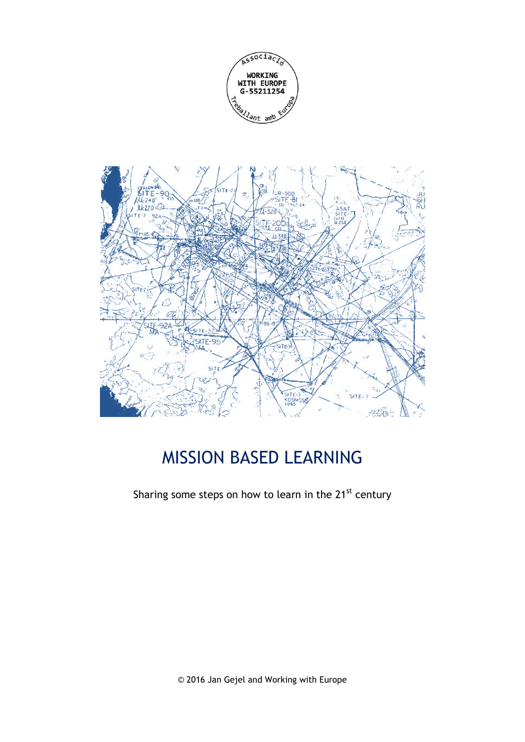# MISSION BASED LEARNING

Sharing some steps on how to learn in the 21st century

© 2016 Jan Gejel and Working with Europe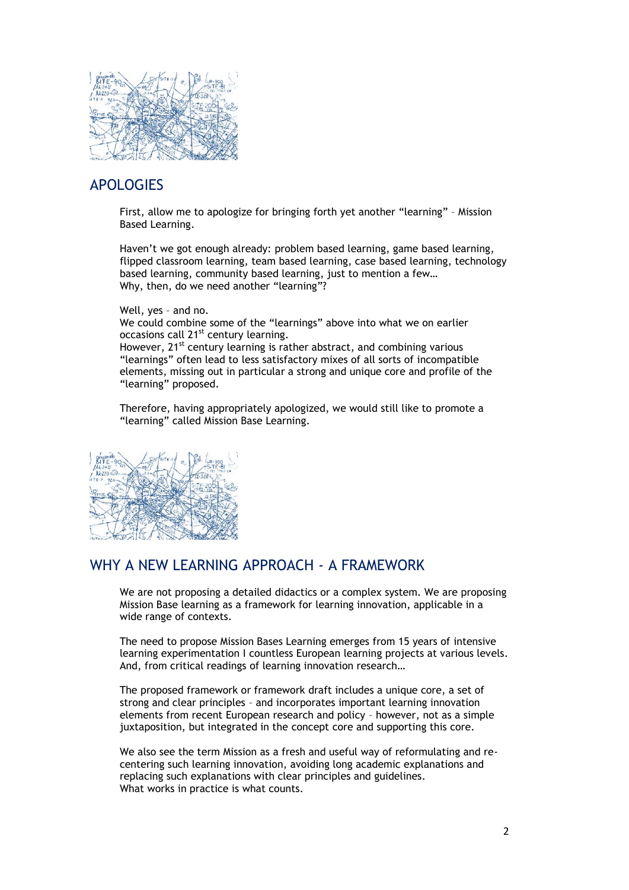## APOLOGIES

First, allow me to apologize for bringing forth yet another “learning” – Mission Based Learning.

Haven’t we got enough already: problem based learning, game based learning, flipped classroom learning, team based learning, case based learning, technology based learning, community based learning, just to mention a few…
Why, then, do we need another “learning”?

Well, yes – and no.
We could combine some of the “learnings” above into what we on earlier occasions call 21st century learning.
However, 21st century learning is rather abstract, and combining various “learnings” often lead to less satisfactory mixes of all sorts of incompatible elements, missing out in particular a strong and unique core and profile of the “learning” proposed.

Therefore, having appropriately apologized, we would still like to promote a “learning” called Mission Base Learning.

## WHY A NEW LEARNING APPROACH - A FRAMEWORK

We are not proposing a detailed didactics or a complex system. We are proposing Mission Base learning as a framework for learning innovation, applicable in a wide range of contexts.

The need to propose Mission Bases Learning emerges from 15 years of intensive learning experimentation I countless European learning projects at various levels. And, from critical readings of learning innovation research…

The proposed framework or framework draft includes a unique core, a set of strong and clear principles – and incorporates important learning innovation elements from recent European research and policy – however, not as a simple juxtaposition, but integrated in the concept core and supporting this core.

We also see the term Mission as a fresh and useful way of reformulating and re-centering such learning innovation, avoiding long academic explanations and replacing such explanations with clear principles and guidelines.
What works in practice is what counts.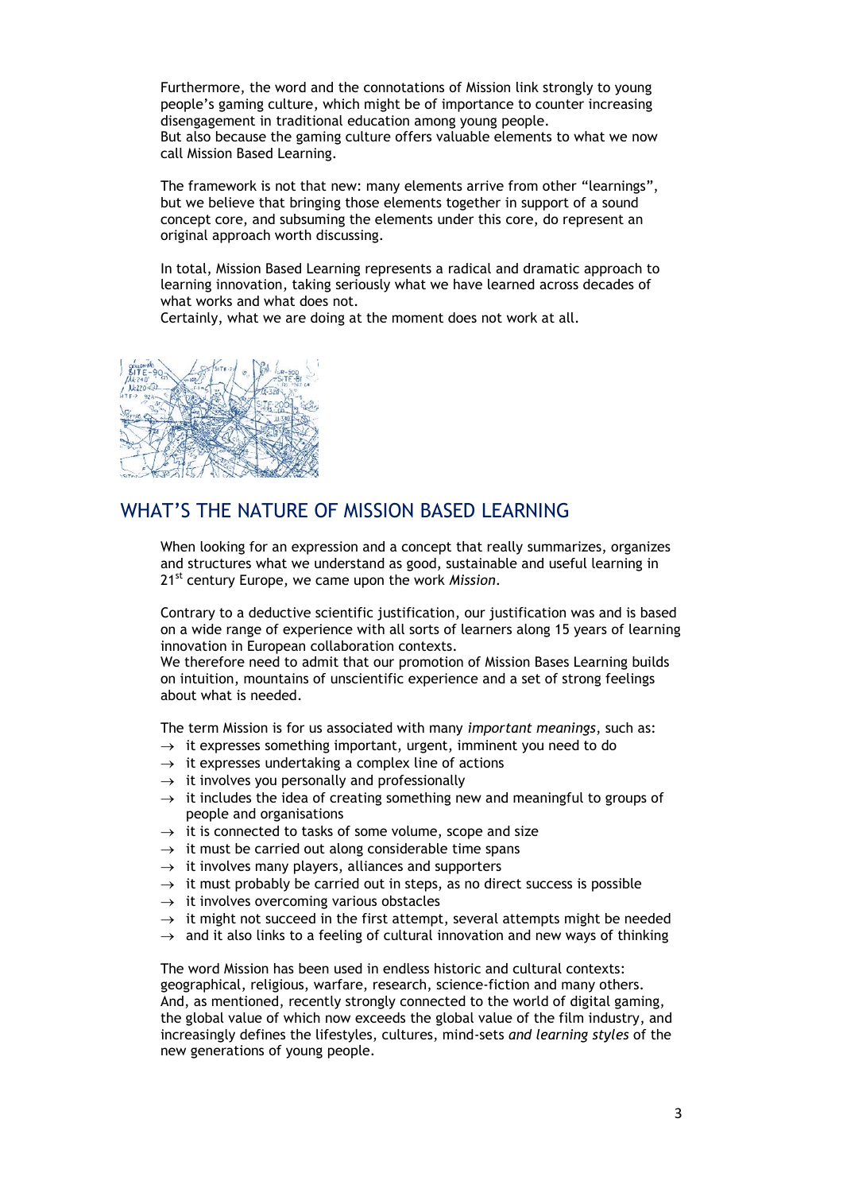Furthermore, the word and the connotations of Mission link strongly to young people's gaming culture, which might be of importance to counter increasing disengagement in traditional education among young people.
But also because the gaming culture offers valuable elements to what we now call Mission Based Learning.

The framework is not that new: many elements arrive from other "learnings", but we believe that bringing those elements together in support of a sound concept core, and subsuming the elements under this core, do represent an original approach worth discussing.

In total, Mission Based Learning represents a radical and dramatic approach to learning innovation, taking seriously what we have learned across decades of what works and what does not.
Certainly, what we are doing at the moment does not work at all.

## WHAT'S THE NATURE OF MISSION BASED LEARNING

When looking for an expression and a concept that really summarizes, organizes and structures what we understand as good, sustainable and useful learning in 21st century Europe, we came upon the work *Mission*.

Contrary to a deductive scientific justification, our justification was and is based on a wide range of experience with all sorts of learners along 15 years of learning innovation in European collaboration contexts.
We therefore need to admit that our promotion of Mission Bases Learning builds on intuition, mountains of unscientific experience and a set of strong feelings about what is needed.

The term Mission is for us associated with many *important meanings*, such as:

- → it expresses something important, urgent, imminent you need to do
- → it expresses undertaking a complex line of actions
- → it involves you personally and professionally
- → it includes the idea of creating something new and meaningful to groups of people and organisations
- → it is connected to tasks of some volume, scope and size
- → it must be carried out along considerable time spans
- → it involves many players, alliances and supporters
- → it must probably be carried out in steps, as no direct success is possible
- → it involves overcoming various obstacles
- → it might not succeed in the first attempt, several attempts might be needed
- → and it also links to a feeling of cultural innovation and new ways of thinking

The word Mission has been used in endless historic and cultural contexts: geographical, religious, warfare, research, science-fiction and many others.
And, as mentioned, recently strongly connected to the world of digital gaming, the global value of which now exceeds the global value of the film industry, and increasingly defines the lifestyles, cultures, mind-sets *and learning styles* of the new generations of young people.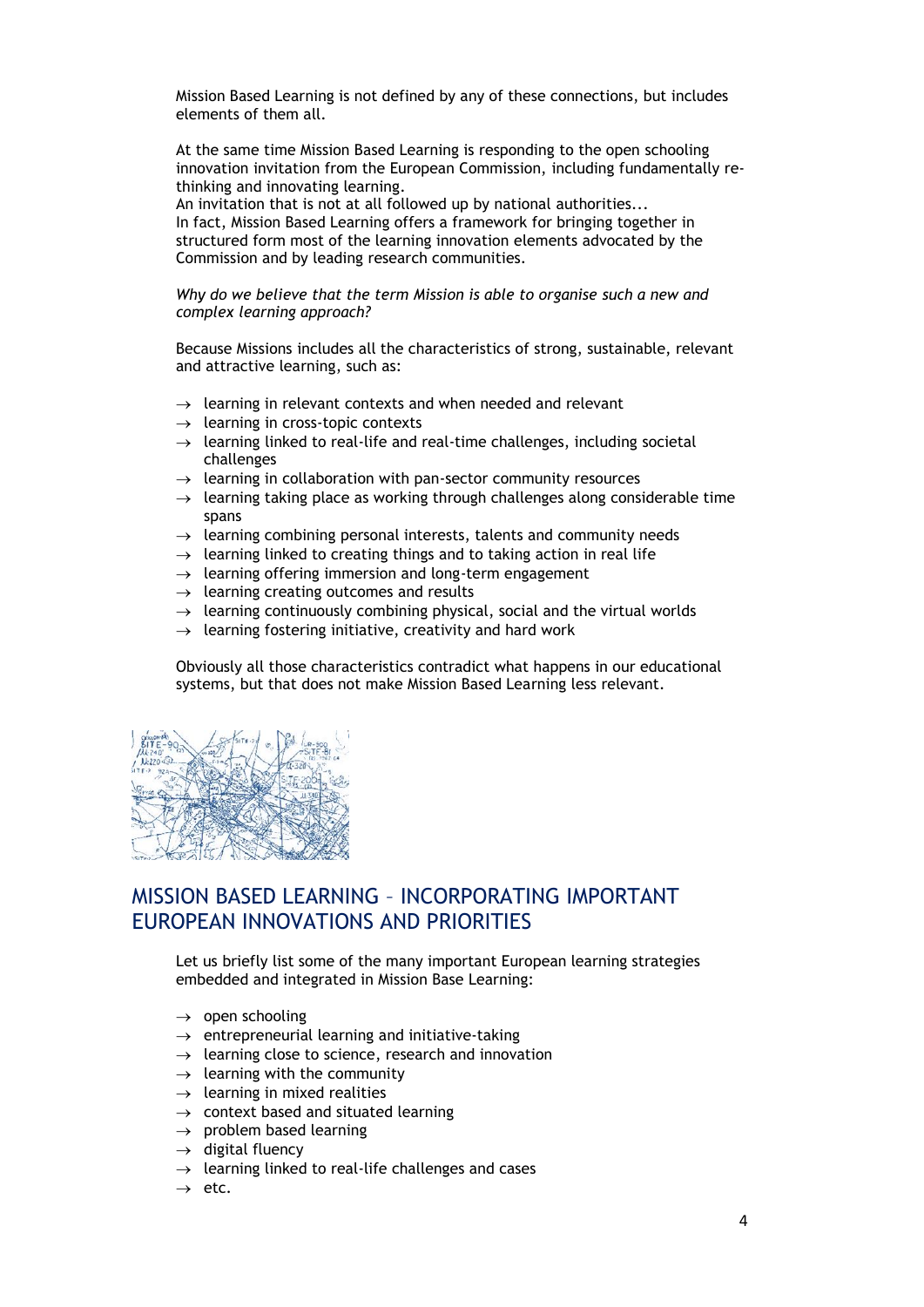Mission Based Learning is not defined by any of these connections, but includes elements of them all.

At the same time Mission Based Learning is responding to the open schooling innovation invitation from the European Commission, including fundamentally re-thinking and innovating learning.
An invitation that is not at all followed up by national authorities...
In fact, Mission Based Learning offers a framework for bringing together in structured form most of the learning innovation elements advocated by the Commission and by leading research communities.

*Why do we believe that the term Mission is able to organise such a new and complex learning approach?*

Because Missions includes all the characteristics of strong, sustainable, relevant and attractive learning, such as:

- → learning in relevant contexts and when needed and relevant
- → learning in cross-topic contexts
- → learning linked to real-life and real-time challenges, including societal challenges
- → learning in collaboration with pan-sector community resources
- → learning taking place as working through challenges along considerable time spans
- → learning combining personal interests, talents and community needs
- → learning linked to creating things and to taking action in real life
- → learning offering immersion and long-term engagement
- → learning creating outcomes and results
- → learning continuously combining physical, social and the virtual worlds
- → learning fostering initiative, creativity and hard work

Obviously all those characteristics contradict what happens in our educational systems, but that does not make Mission Based Learning less relevant.

## MISSION BASED LEARNING – INCORPORATING IMPORTANT EUROPEAN INNOVATIONS AND PRIORITIES

Let us briefly list some of the many important European learning strategies embedded and integrated in Mission Base Learning:

- → open schooling
- → entrepreneurial learning and initiative-taking
- → learning close to science, research and innovation
- → learning with the community
- → learning in mixed realities
- → context based and situated learning
- → problem based learning
- → digital fluency
- → learning linked to real-life challenges and cases
- → etc.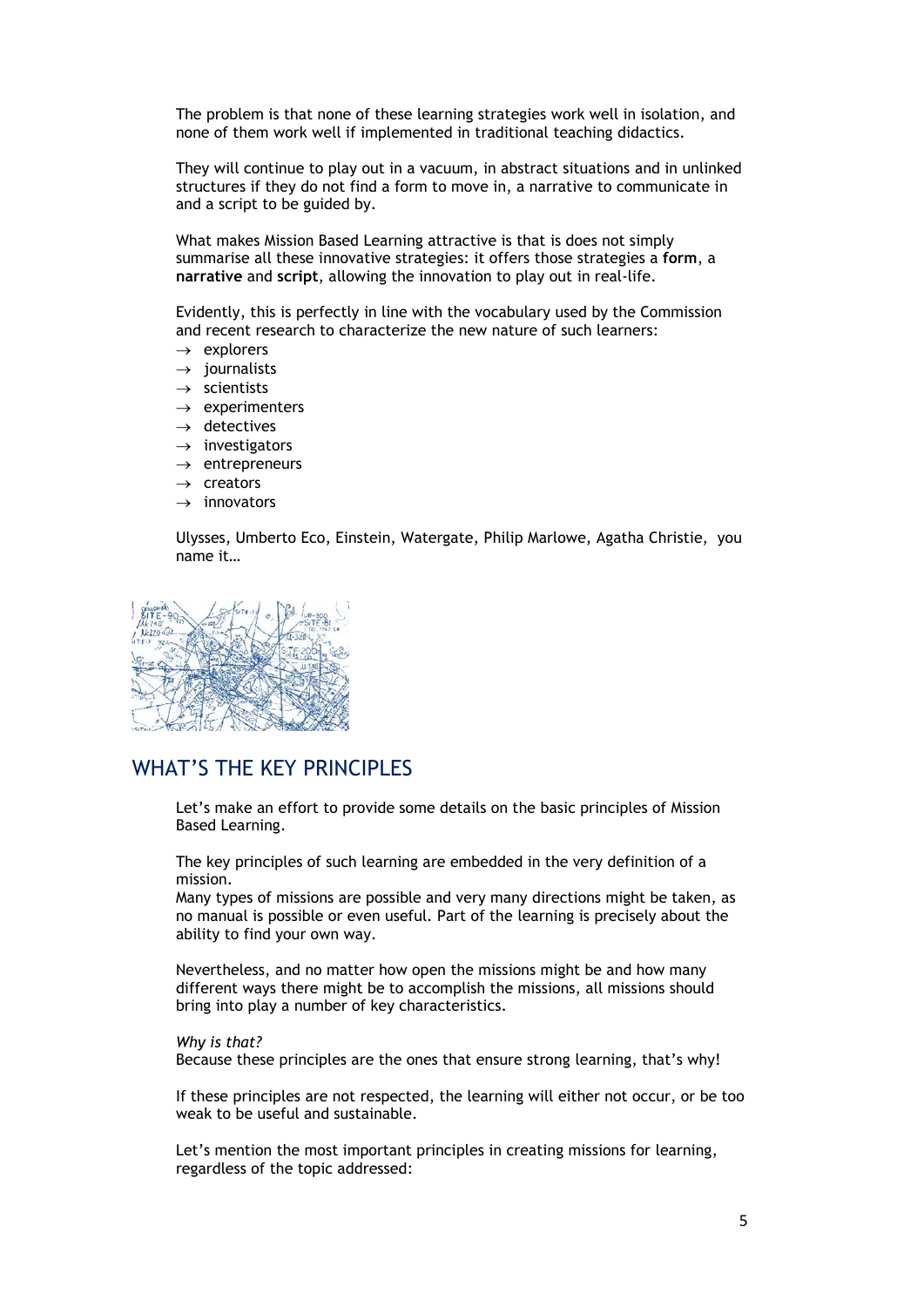The problem is that none of these learning strategies work well in isolation, and none of them work well if implemented in traditional teaching didactics.

They will continue to play out in a vacuum, in abstract situations and in unlinked structures if they do not find a form to move in, a narrative to communicate in and a script to be guided by.

What makes Mission Based Learning attractive is that is does not simply summarise all these innovative strategies: it offers those strategies a **form**, a **narrative** and **script**, allowing the innovation to play out in real-life.

Evidently, this is perfectly in line with the vocabulary used by the Commission and recent research to characterize the new nature of such learners:

- → explorers
- → journalists
- → scientists
- → experimenters
- → detectives
- → investigators
- → entrepreneurs
- → creators
- → innovators

Ulysses, Umberto Eco, Einstein, Watergate, Philip Marlowe, Agatha Christie, you name it…

## WHAT'S THE KEY PRINCIPLES

Let's make an effort to provide some details on the basic principles of Mission Based Learning.

The key principles of such learning are embedded in the very definition of a mission.
Many types of missions are possible and very many directions might be taken, as no manual is possible or even useful. Part of the learning is precisely about the ability to find your own way.

Nevertheless, and no matter how open the missions might be and how many different ways there might be to accomplish the missions, all missions should bring into play a number of key characteristics.

*Why is that?*
Because these principles are the ones that ensure strong learning, that's why!

If these principles are not respected, the learning will either not occur, or be too weak to be useful and sustainable.

Let's mention the most important principles in creating missions for learning, regardless of the topic addressed: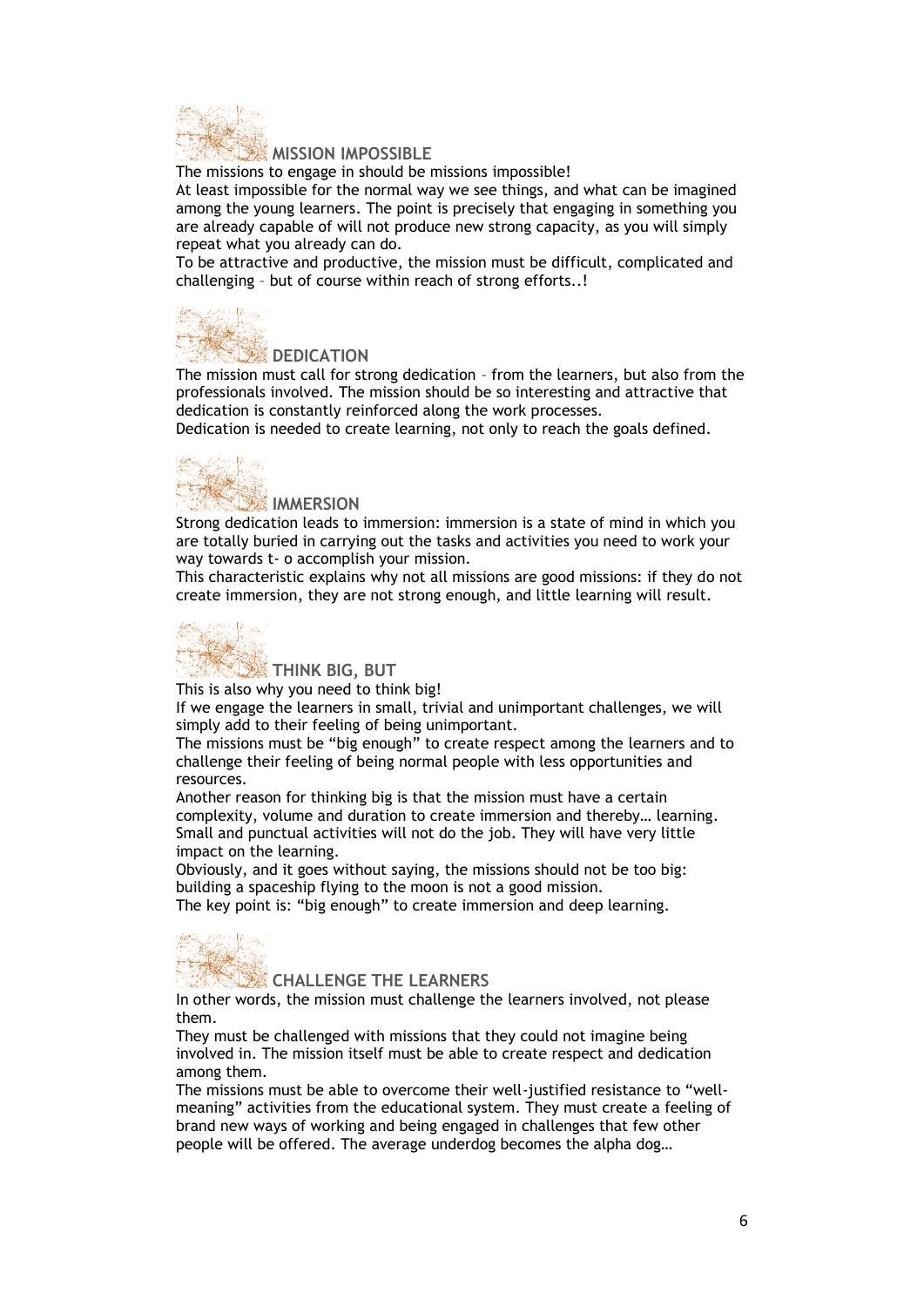## MISSION IMPOSSIBLE

The missions to engage in should be missions impossible!
At least impossible for the normal way we see things, and what can be imagined among the young learners. The point is precisely that engaging in something you are already capable of will not produce new strong capacity, as you will simply repeat what you already can do.
To be attractive and productive, the mission must be difficult, complicated and challenging – but of course within reach of strong efforts..!

## DEDICATION

The mission must call for strong dedication – from the learners, but also from the professionals involved. The mission should be so interesting and attractive that dedication is constantly reinforced along the work processes.
Dedication is needed to create learning, not only to reach the goals defined.

## IMMERSION

Strong dedication leads to immersion: immersion is a state of mind in which you are totally buried in carrying out the tasks and activities you need to work your way towards t- o accomplish your mission.
This characteristic explains why not all missions are good missions: if they do not create immersion, they are not strong enough, and little learning will result.

## THINK BIG, BUT

This is also why you need to think big!
If we engage the learners in small, trivial and unimportant challenges, we will simply add to their feeling of being unimportant.
The missions must be "big enough" to create respect among the learners and to challenge their feeling of being normal people with less opportunities and resources.
Another reason for thinking big is that the mission must have a certain complexity, volume and duration to create immersion and thereby… learning. Small and punctual activities will not do the job. They will have very little impact on the learning.
Obviously, and it goes without saying, the missions should not be too big: building a spaceship flying to the moon is not a good mission.
The key point is: "big enough" to create immersion and deep learning.

## CHALLENGE THE LEARNERS

In other words, the mission must challenge the learners involved, not please them.
They must be challenged with missions that they could not imagine being involved in. The mission itself must be able to create respect and dedication among them.
The missions must be able to overcome their well-justified resistance to "well-meaning" activities from the educational system. They must create a feeling of brand new ways of working and being engaged in challenges that few other people will be offered. The average underdog becomes the alpha dog…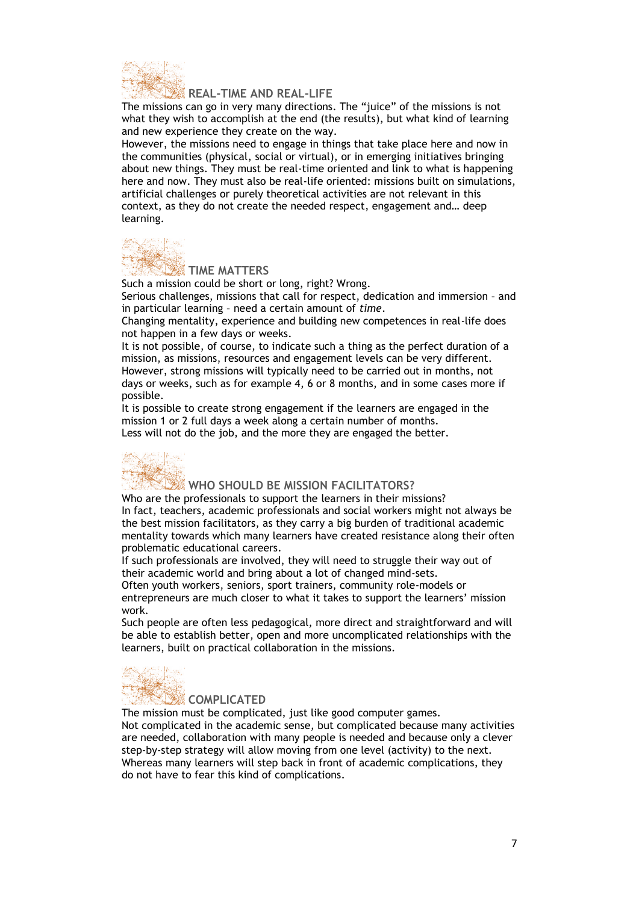## REAL-TIME AND REAL-LIFE

The missions can go in very many directions. The "juice" of the missions is not what they wish to accomplish at the end (the results), but what kind of learning and new experience they create on the way.

However, the missions need to engage in things that take place here and now in the communities (physical, social or virtual), or in emerging initiatives bringing about new things. They must be real-time oriented and link to what is happening here and now. They must also be real-life oriented: missions built on simulations, artificial challenges or purely theoretical activities are not relevant in this context, as they do not create the needed respect, engagement and… deep learning.

## TIME MATTERS

Such a mission could be short or long, right? Wrong.

Serious challenges, missions that call for respect, dedication and immersion – and in particular learning – need a certain amount of *time*.

Changing mentality, experience and building new competences in real-life does not happen in a few days or weeks.

It is not possible, of course, to indicate such a thing as the perfect duration of a mission, as missions, resources and engagement levels can be very different. However, strong missions will typically need to be carried out in months, not days or weeks, such as for example 4, 6 or 8 months, and in some cases more if possible.

It is possible to create strong engagement if the learners are engaged in the mission 1 or 2 full days a week along a certain number of months.

Less will not do the job, and the more they are engaged the better.

## WHO SHOULD BE MISSION FACILITATORS?

Who are the professionals to support the learners in their missions?

In fact, teachers, academic professionals and social workers might not always be the best mission facilitators, as they carry a big burden of traditional academic mentality towards which many learners have created resistance along their often problematic educational careers.

If such professionals are involved, they will need to struggle their way out of their academic world and bring about a lot of changed mind-sets.

Often youth workers, seniors, sport trainers, community role-models or entrepreneurs are much closer to what it takes to support the learners' mission work.

Such people are often less pedagogical, more direct and straightforward and will be able to establish better, open and more uncomplicated relationships with the learners, built on practical collaboration in the missions.

## COMPLICATED

The mission must be complicated, just like good computer games.

Not complicated in the academic sense, but complicated because many activities are needed, collaboration with many people is needed and because only a clever step-by-step strategy will allow moving from one level (activity) to the next.

Whereas many learners will step back in front of academic complications, they do not have to fear this kind of complications.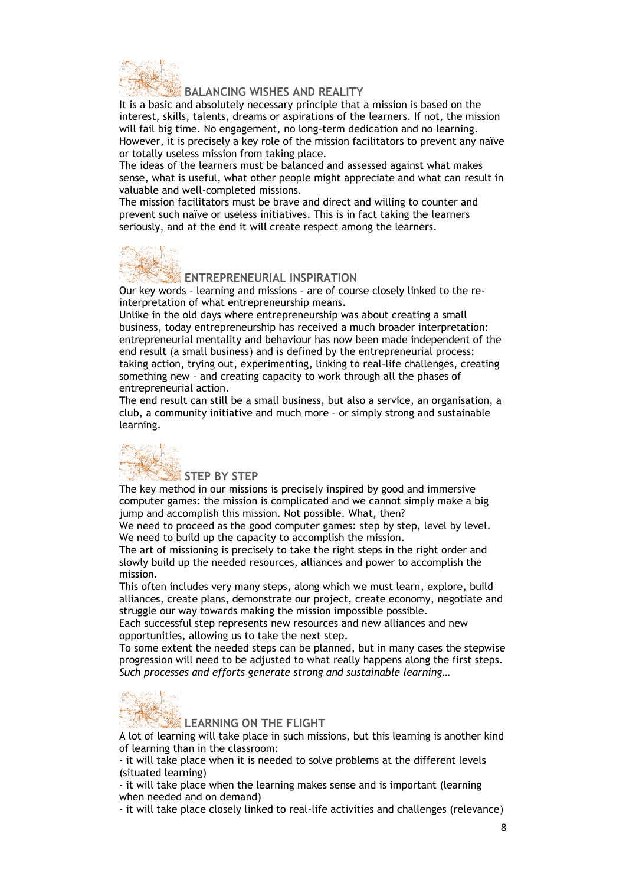## BALANCING WISHES AND REALITY

It is a basic and absolutely necessary principle that a mission is based on the interest, skills, talents, dreams or aspirations of the learners. If not, the mission will fail big time. No engagement, no long-term dedication and no learning. However, it is precisely a key role of the mission facilitators to prevent any naïve or totally useless mission from taking place.

The ideas of the learners must be balanced and assessed against what makes sense, what is useful, what other people might appreciate and what can result in valuable and well-completed missions.

The mission facilitators must be brave and direct and willing to counter and prevent such naïve or useless initiatives. This is in fact taking the learners seriously, and at the end it will create respect among the learners.

## ENTREPRENEURIAL INSPIRATION

Our key words – learning and missions – are of course closely linked to the re-interpretation of what entrepreneurship means.

Unlike in the old days where entrepreneurship was about creating a small business, today entrepreneurship has received a much broader interpretation: entrepreneurial mentality and behaviour has now been made independent of the end result (a small business) and is defined by the entrepreneurial process: taking action, trying out, experimenting, linking to real-life challenges, creating something new – and creating capacity to work through all the phases of entrepreneurial action.

The end result can still be a small business, but also a service, an organisation, a club, a community initiative and much more – or simply strong and sustainable learning.

## STEP BY STEP

The key method in our missions is precisely inspired by good and immersive computer games: the mission is complicated and we cannot simply make a big jump and accomplish this mission. Not possible. What, then?

We need to proceed as the good computer games: step by step, level by level. We need to build up the capacity to accomplish the mission.

The art of missioning is precisely to take the right steps in the right order and slowly build up the needed resources, alliances and power to accomplish the mission.

This often includes very many steps, along which we must learn, explore, build alliances, create plans, demonstrate our project, create economy, negotiate and struggle our way towards making the mission impossible possible.

Each successful step represents new resources and new alliances and new opportunities, allowing us to take the next step.

To some extent the needed steps can be planned, but in many cases the stepwise progression will need to be adjusted to what really happens along the first steps. *Such processes and efforts generate strong and sustainable learning…*

## LEARNING ON THE FLIGHT

A lot of learning will take place in such missions, but this learning is another kind of learning than in the classroom:

- it will take place when it is needed to solve problems at the different levels (situated learning)
- it will take place when the learning makes sense and is important (learning when needed and on demand)
- it will take place closely linked to real-life activities and challenges (relevance)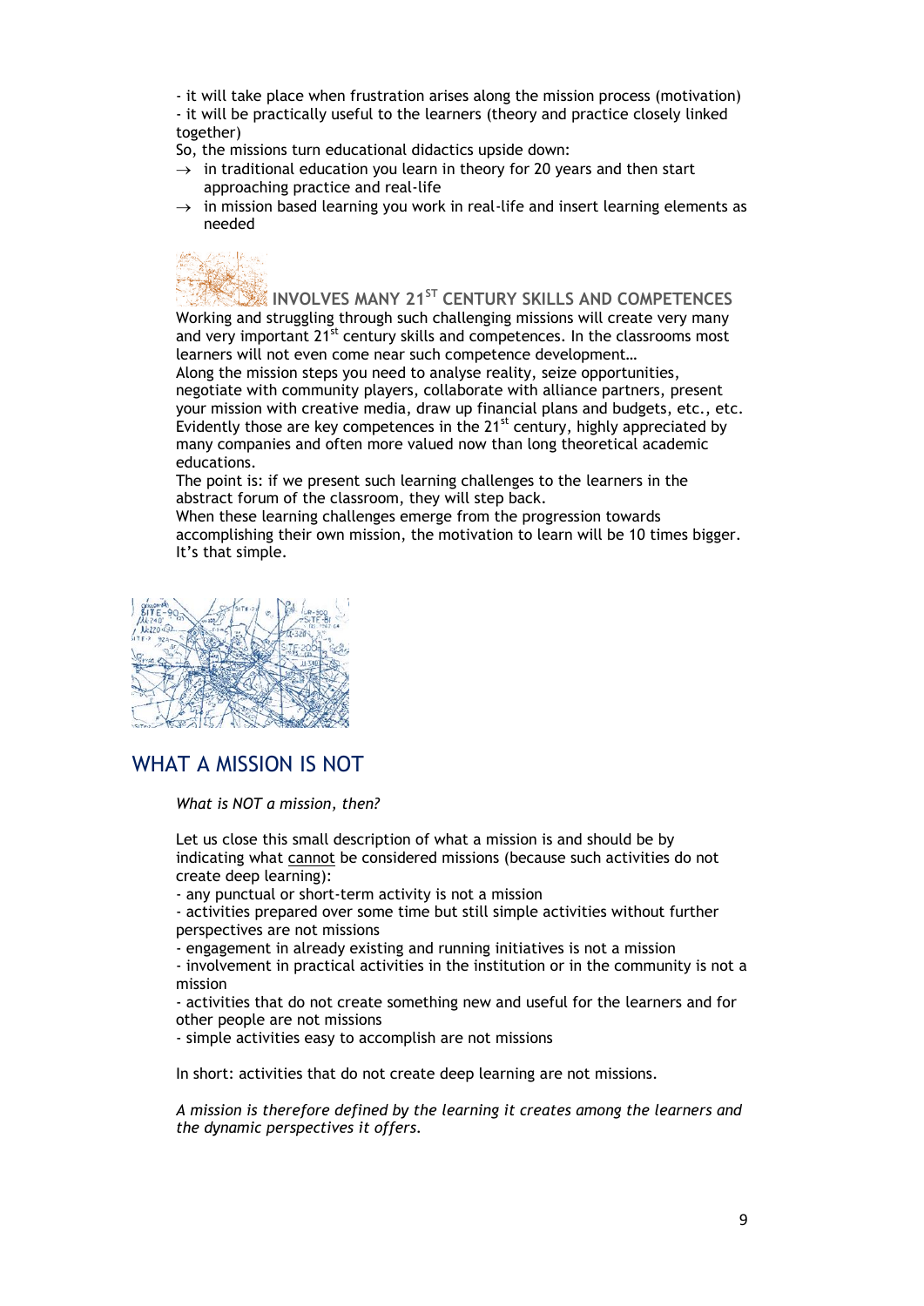- it will take place when frustration arises along the mission process (motivation)
- it will be practically useful to the learners (theory and practice closely linked together)

So, the missions turn educational didactics upside down:

- → in traditional education you learn in theory for 20 years and then start approaching practice and real-life
- → in mission based learning you work in real-life and insert learning elements as needed

### INVOLVES MANY 21ST CENTURY SKILLS AND COMPETENCES

Working and struggling through such challenging missions will create very many and very important 21st century skills and competences. In the classrooms most learners will not even come near such competence development…

Along the mission steps you need to analyse reality, seize opportunities, negotiate with community players, collaborate with alliance partners, present your mission with creative media, draw up financial plans and budgets, etc., etc. Evidently those are key competences in the 21st century, highly appreciated by many companies and often more valued now than long theoretical academic educations.

The point is: if we present such learning challenges to the learners in the abstract forum of the classroom, they will step back.

When these learning challenges emerge from the progression towards accomplishing their own mission, the motivation to learn will be 10 times bigger. It's that simple.

## WHAT A MISSION IS NOT

*What is NOT a mission, then?*

Let us close this small description of what a mission is and should be by indicating what cannot be considered missions (because such activities do not create deep learning):

- any punctual or short-term activity is not a mission
- activities prepared over some time but still simple activities without further perspectives are not missions
- engagement in already existing and running initiatives is not a mission
- involvement in practical activities in the institution or in the community is not a mission
- activities that do not create something new and useful for the learners and for other people are not missions
- simple activities easy to accomplish are not missions

In short: activities that do not create deep learning are not missions.

*A mission is therefore defined by the learning it creates among the learners and the dynamic perspectives it offers.*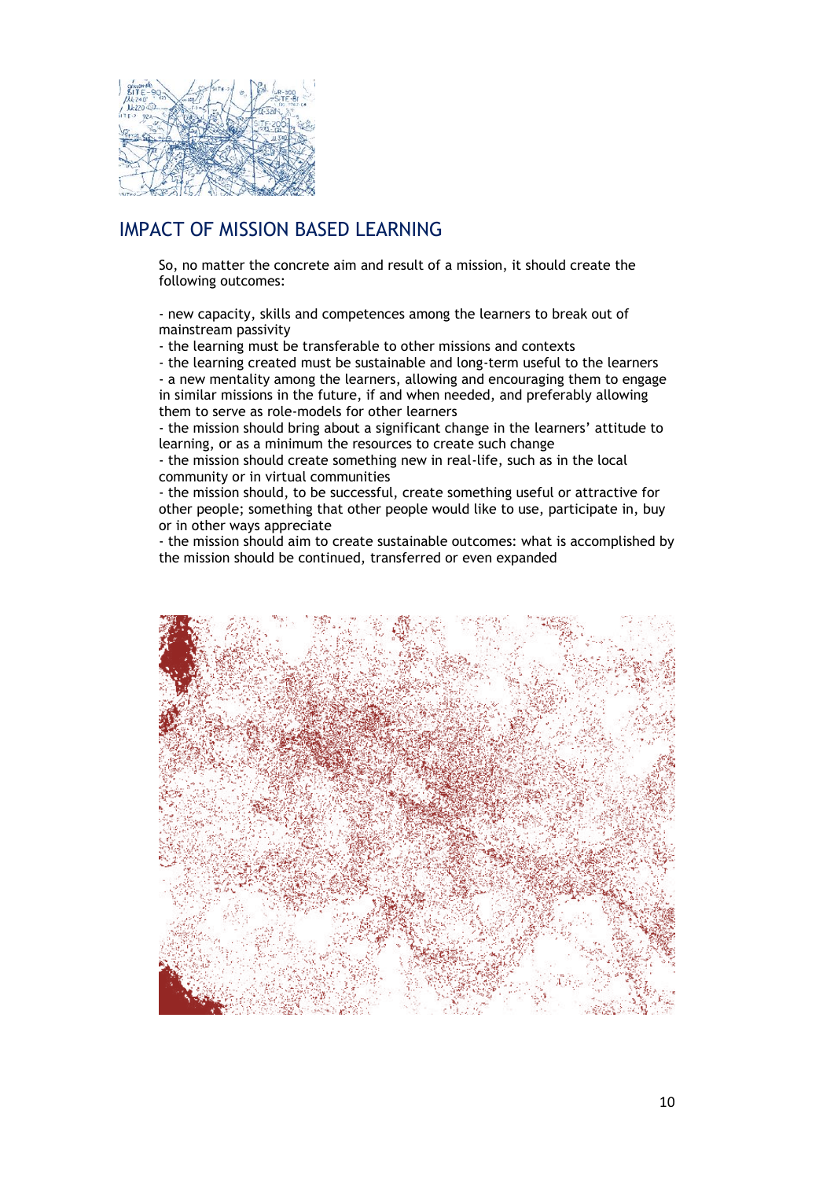## IMPACT OF MISSION BASED LEARNING

So, no matter the concrete aim and result of a mission, it should create the following outcomes:

- new capacity, skills and competences among the learners to break out of mainstream passivity
- the learning must be transferable to other missions and contexts
- the learning created must be sustainable and long-term useful to the learners
- a new mentality among the learners, allowing and encouraging them to engage in similar missions in the future, if and when needed, and preferably allowing them to serve as role-models for other learners
- the mission should bring about a significant change in the learners' attitude to learning, or as a minimum the resources to create such change
- the mission should create something new in real-life, such as in the local community or in virtual communities
- the mission should, to be successful, create something useful or attractive for other people; something that other people would like to use, participate in, buy or in other ways appreciate
- the mission should aim to create sustainable outcomes: what is accomplished by the mission should be continued, transferred or even expanded